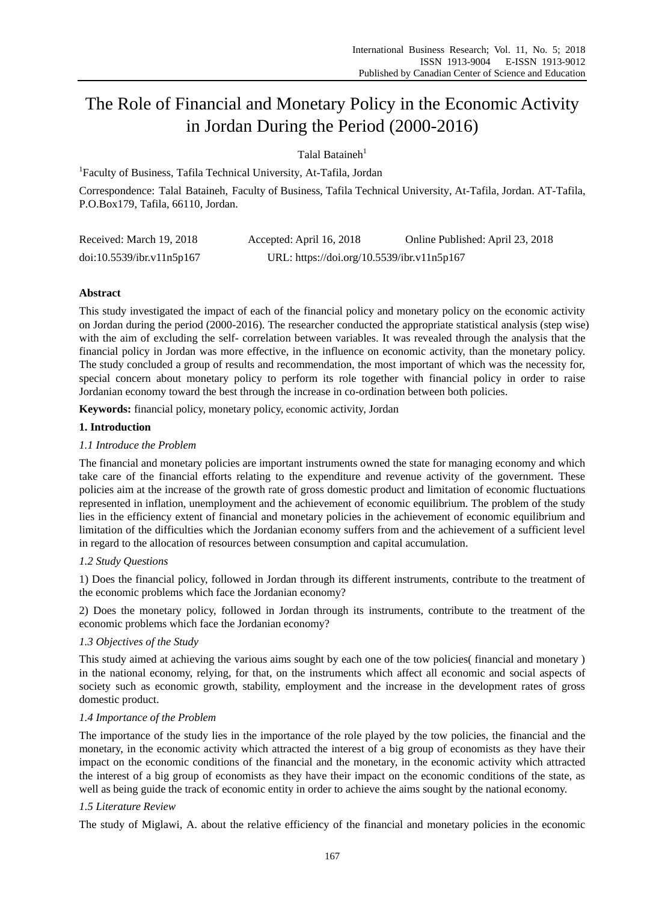# The Role of Financial and Monetary Policy in the Economic Activity in Jordan During the Period (2000-2016)

Talal Bataineh[1]

[1]Faculty of Business, Tafila Technical University, At-Tafila, Jordan

Correspondence: Talal Bataineh, Faculty of Business, Tafila Technical University, At-Tafila, Jordan. AT-Tafila, P.O.Box179, Tafila, 66110, Jordan.

Received: March 19, 2018 Accepted: April 16, 2018 Online Published: April 23, 2018

doi:10.5539/ibr.v11n5p167 URL: https://doi.org/10.5539/ibr.v11n5p167

## Abstract

This study investigated the impact of each of the financial policy and monetary policy on the economic activity on Jordan during the period (2000-2016). The researcher conducted the appropriate statistical analysis (step wise) with the aim of excluding the self- correlation between variables. It was revealed through the analysis that the financial policy in Jordan was more effective, in the influence on economic activity, than the monetary policy. The study concluded a group of results and recommendation, the most important of which was the necessity for, special concern about monetary policy to perform its role together with financial policy in order to raise Jordanian economy toward the best through the increase in co-ordination between both policies.

**Keywords:** financial policy, monetary policy, economic activity, Jordan

## 1. Introduction

### *1.1 Introduce the Problem*

The financial and monetary policies are important instruments owned the state for managing economy and which take care of the financial efforts relating to the expenditure and revenue activity of the government. These policies aim at the increase of the growth rate of gross domestic product and limitation of economic fluctuations represented in inflation, unemployment and the achievement of economic equilibrium. The problem of the study lies in the efficiency extent of financial and monetary policies in the achievement of economic equilibrium and limitation of the difficulties which the Jordanian economy suffers from and the achievement of a sufficient level in regard to the allocation of resources between consumption and capital accumulation.

### *1.2 Study Questions*

1) Does the financial policy, followed in Jordan through its different instruments, contribute to the treatment of the economic problems which face the Jordanian economy?

2) Does the monetary policy, followed in Jordan through its instruments, contribute to the treatment of the economic problems which face the Jordanian economy?

### *1.3 Objectives of the Study*

This study aimed at achieving the various aims sought by each one of the tow policies( financial and monetary ) in the national economy, relying, for that, on the instruments which affect all economic and social aspects of society such as economic growth, stability, employment and the increase in the development rates of gross domestic product.

### *1.4 Importance of the Problem*

The importance of the study lies in the importance of the role played by the tow policies, the financial and the monetary, in the economic activity which attracted the interest of a big group of economists as they have their impact on the economic conditions of the financial and the monetary, in the economic activity which attracted the interest of a big group of economists as they have their impact on the economic conditions of the state, as well as being guide the track of economic entity in order to achieve the aims sought by the national economy.

### *1.5 Literature Review*

The study of Miglawi, A. about the relative efficiency of the financial and monetary policies in the economic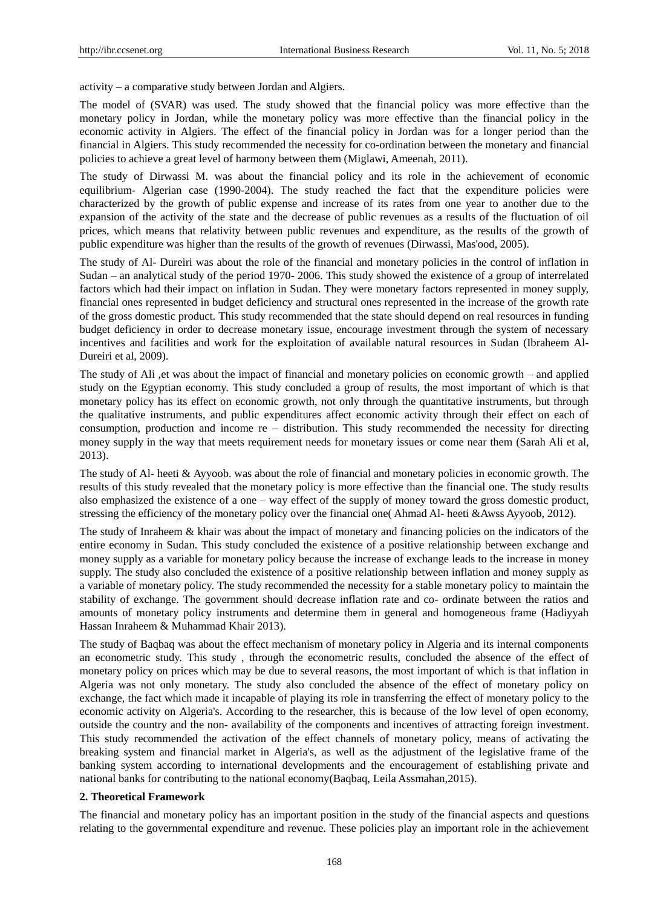activity – a comparative study between Jordan and Algiers.

The model of (SVAR) was used. The study showed that the financial policy was more effective than the monetary policy in Jordan, while the monetary policy was more effective than the financial policy in the economic activity in Algiers. The effect of the financial policy in Jordan was for a longer period than the financial in Algiers. This study recommended the necessity for co-ordination between the monetary and financial policies to achieve a great level of harmony between them (Miglawi, Ameenah, 2011).

The study of Dirwassi M. was about the financial policy and its role in the achievement of economic equilibrium- Algerian case (1990-2004). The study reached the fact that the expenditure policies were characterized by the growth of public expense and increase of its rates from one year to another due to the expansion of the activity of the state and the decrease of public revenues as a results of the fluctuation of oil prices, which means that relativity between public revenues and expenditure, as the results of the growth of public expenditure was higher than the results of the growth of revenues (Dirwassi, Mas'ood, 2005).

The study of Al- Dureiri was about the role of the financial and monetary policies in the control of inflation in Sudan – an analytical study of the period 1970- 2006. This study showed the existence of a group of interrelated factors which had their impact on inflation in Sudan. They were monetary factors represented in money supply, financial ones represented in budget deficiency and structural ones represented in the increase of the growth rate of the gross domestic product. This study recommended that the state should depend on real resources in funding budget deficiency in order to decrease monetary issue, encourage investment through the system of necessary incentives and facilities and work for the exploitation of available natural resources in Sudan (Ibraheem Al-Dureiri et al, 2009).

The study of Ali ,et was about the impact of financial and monetary policies on economic growth – and applied study on the Egyptian economy. This study concluded a group of results, the most important of which is that monetary policy has its effect on economic growth, not only through the quantitative instruments, but through the qualitative instruments, and public expenditures affect economic activity through their effect on each of consumption, production and income re – distribution. This study recommended the necessity for directing money supply in the way that meets requirement needs for monetary issues or come near them (Sarah Ali et al, 2013).

The study of Al- heeti & Ayyoob. was about the role of financial and monetary policies in economic growth. The results of this study revealed that the monetary policy is more effective than the financial one. The study results also emphasized the existence of a one – way effect of the supply of money toward the gross domestic product, stressing the efficiency of the monetary policy over the financial one( Ahmad Al- heeti &Awss Ayyoob, 2012).

The study of Inraheem & khair was about the impact of monetary and financing policies on the indicators of the entire economy in Sudan. This study concluded the existence of a positive relationship between exchange and money supply as a variable for monetary policy because the increase of exchange leads to the increase in money supply. The study also concluded the existence of a positive relationship between inflation and money supply as a variable of monetary policy. The study recommended the necessity for a stable monetary policy to maintain the stability of exchange. The government should decrease inflation rate and co- ordinate between the ratios and amounts of monetary policy instruments and determine them in general and homogeneous frame (Hadiyyah Hassan Inraheem & Muhammad Khair 2013).

The study of Baqbaq was about the effect mechanism of monetary policy in Algeria and its internal components an econometric study. This study , through the econometric results, concluded the absence of the effect of monetary policy on prices which may be due to several reasons, the most important of which is that inflation in Algeria was not only monetary. The study also concluded the absence of the effect of monetary policy on exchange, the fact which made it incapable of playing its role in transferring the effect of monetary policy to the economic activity on Algeria's. According to the researcher, this is because of the low level of open economy, outside the country and the non- availability of the components and incentives of attracting foreign investment. This study recommended the activation of the effect channels of monetary policy, means of activating the breaking system and financial market in Algeria's, as well as the adjustment of the legislative frame of the banking system according to international developments and the encouragement of establishing private and national banks for contributing to the national economy(Baqbaq, Leila Assmahan,2015).

## 2. Theoretical Framework

The financial and monetary policy has an important position in the study of the financial aspects and questions relating to the governmental expenditure and revenue. These policies play an important role in the achievement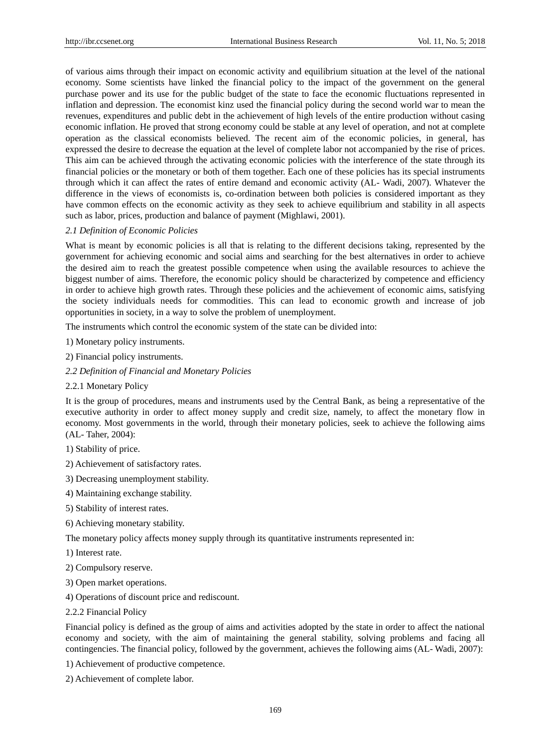of various aims through their impact on economic activity and equilibrium situation at the level of the national economy. Some scientists have linked the financial policy to the impact of the government on the general purchase power and its use for the public budget of the state to face the economic fluctuations represented in inflation and depression. The economist kinz used the financial policy during the second world war to mean the revenues, expenditures and public debt in the achievement of high levels of the entire production without casing economic inflation. He proved that strong economy could be stable at any level of operation, and not at complete operation as the classical economists believed. The recent aim of the economic policies, in general, has expressed the desire to decrease the equation at the level of complete labor not accompanied by the rise of prices. This aim can be achieved through the activating economic policies with the interference of the state through its financial policies or the monetary or both of them together. Each one of these policies has its special instruments through which it can affect the rates of entire demand and economic activity (AL- Wadi, 2007). Whatever the difference in the views of economists is, co-ordination between both policies is considered important as they have common effects on the economic activity as they seek to achieve equilibrium and stability in all aspects such as labor, prices, production and balance of payment (Mighlawi, 2001).

### *2.1 Definition of Economic Policies*

What is meant by economic policies is all that is relating to the different decisions taking, represented by the government for achieving economic and social aims and searching for the best alternatives in order to achieve the desired aim to reach the greatest possible competence when using the available resources to achieve the biggest number of aims. Therefore, the economic policy should be characterized by competence and efficiency in order to achieve high growth rates. Through these policies and the achievement of economic aims, satisfying the society individuals needs for commodities. This can lead to economic growth and increase of job opportunities in society, in a way to solve the problem of unemployment.

The instruments which control the economic system of the state can be divided into:

1) Monetary policy instruments.

2) Financial policy instruments.

### *2.2 Definition of Financial and Monetary Policies*

#### 2.2.1 Monetary Policy

It is the group of procedures, means and instruments used by the Central Bank, as being a representative of the executive authority in order to affect money supply and credit size, namely, to affect the monetary flow in economy. Most governments in the world, through their monetary policies, seek to achieve the following aims (AL- Taher, 2004):

1) Stability of price.

2) Achievement of satisfactory rates.

3) Decreasing unemployment stability.

4) Maintaining exchange stability.

5) Stability of interest rates.

6) Achieving monetary stability.

The monetary policy affects money supply through its quantitative instruments represented in:

1) Interest rate.

2) Compulsory reserve.

3) Open market operations.

4) Operations of discount price and rediscount.

#### 2.2.2 Financial Policy

Financial policy is defined as the group of aims and activities adopted by the state in order to affect the national economy and society, with the aim of maintaining the general stability, solving problems and facing all contingencies. The financial policy, followed by the government, achieves the following aims (AL- Wadi, 2007):

1) Achievement of productive competence.

2) Achievement of complete labor.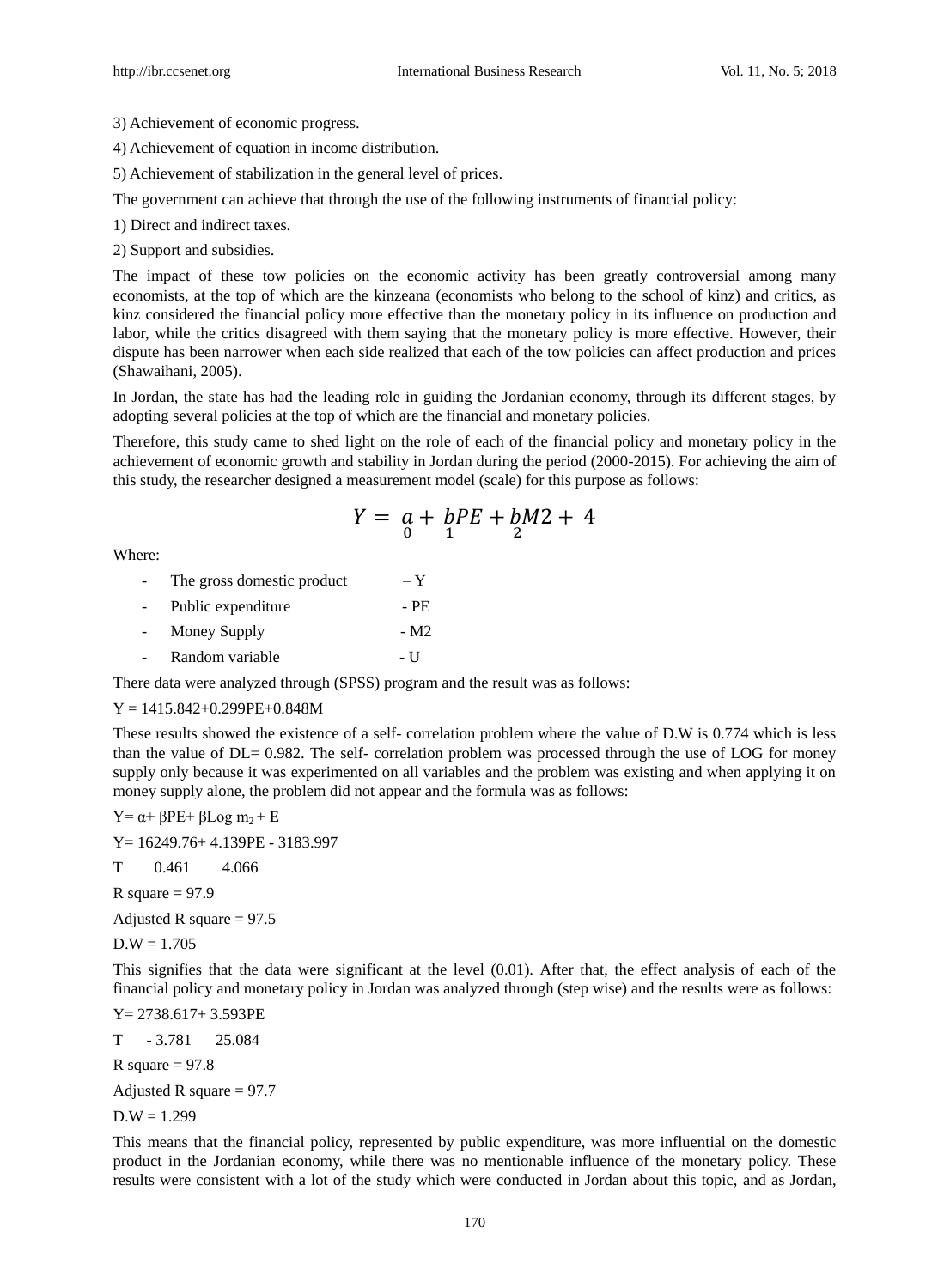3) Achievement of economic progress.

4) Achievement of equation in income distribution.

5) Achievement of stabilization in the general level of prices.

The government can achieve that through the use of the following instruments of financial policy:

1) Direct and indirect taxes.

2) Support and subsidies.

The impact of these tow policies on the economic activity has been greatly controversial among many economists, at the top of which are the kinzeana (economists who belong to the school of kinz) and critics, as kinz considered the financial policy more effective than the monetary policy in its influence on production and labor, while the critics disagreed with them saying that the monetary policy is more effective. However, their dispute has been narrower when each side realized that each of the tow policies can affect production and prices (Shawaihani, 2005).

In Jordan, the state has had the leading role in guiding the Jordanian economy, through its different stages, by adopting several policies at the top of which are the financial and monetary policies.

Therefore, this study came to shed light on the role of each of the financial policy and monetary policy in the achievement of economic growth and stability in Jordan during the period (2000-2015). For achieving the aim of this study, the researcher designed a measurement model (scale) for this purpose as follows:

$$Y = a_0 + b_1 PE + b_2 M2 + 4$$

Where:

- The gross domestic product – Y
- Public expenditure - PE
- Money Supply - M2
- Random variable - U

There data were analyzed through (SPSS) program and the result was as follows:

Y = 1415.842+0.299PE+0.848M

These results showed the existence of a self- correlation problem where the value of D.W is 0.774 which is less than the value of DL= 0.982. The self- correlation problem was processed through the use of LOG for money supply only because it was experimented on all variables and the problem was existing and when applying it on money supply alone, the problem did not appear and the formula was as follows:

$Y = \alpha + \beta PE + \beta \text{Log } m_2 + E$

Y= 16249.76+ 4.139PE - 3183.997

T 0.461 4.066

R square = 97.9

Adjusted R square = 97.5

D.W = 1.705

This signifies that the data were significant at the level (0.01). After that, the effect analysis of each of the financial policy and monetary policy in Jordan was analyzed through (step wise) and the results were as follows:

Y= 2738.617+ 3.593PE

T - 3.781 25.084

R square = 97.8

Adjusted R square = 97.7

D.W = 1.299

This means that the financial policy, represented by public expenditure, was more influential on the domestic product in the Jordanian economy, while there was no mentionable influence of the monetary policy. These results were consistent with a lot of the study which were conducted in Jordan about this topic, and as Jordan,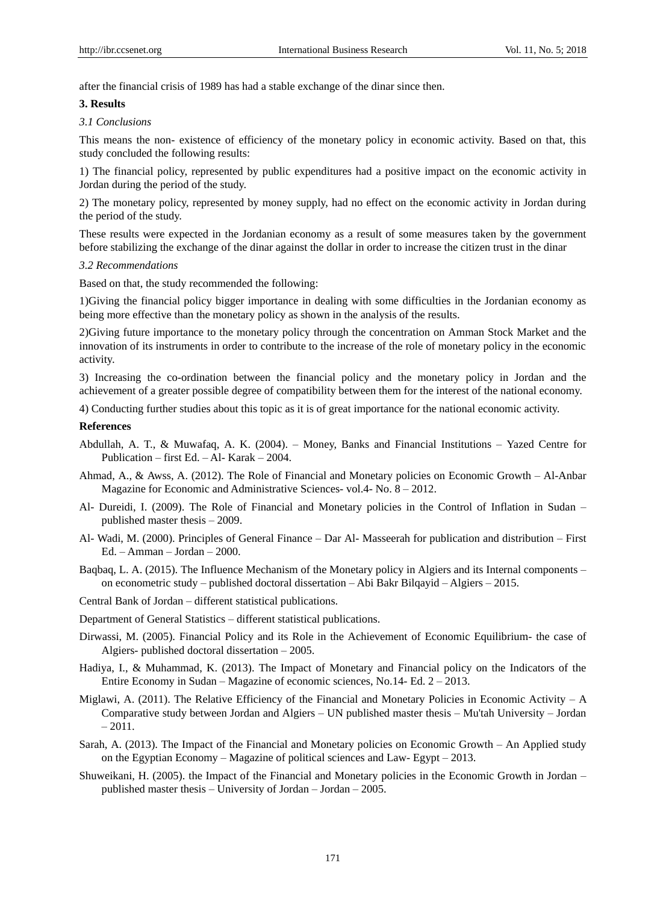after the financial crisis of 1989 has had a stable exchange of the dinar since then.

## 3. Results

### *3.1 Conclusions*

This means the non- existence of efficiency of the monetary policy in economic activity. Based on that, this study concluded the following results:

1) The financial policy, represented by public expenditures had a positive impact on the economic activity in Jordan during the period of the study.

2) The monetary policy, represented by money supply, had no effect on the economic activity in Jordan during the period of the study.

These results were expected in the Jordanian economy as a result of some measures taken by the government before stabilizing the exchange of the dinar against the dollar in order to increase the citizen trust in the dinar

### *3.2 Recommendations*

Based on that, the study recommended the following:

1)Giving the financial policy bigger importance in dealing with some difficulties in the Jordanian economy as being more effective than the monetary policy as shown in the analysis of the results.

2)Giving future importance to the monetary policy through the concentration on Amman Stock Market and the innovation of its instruments in order to contribute to the increase of the role of monetary policy in the economic activity.

3) Increasing the co-ordination between the financial policy and the monetary policy in Jordan and the achievement of a greater possible degree of compatibility between them for the interest of the national economy.

4) Conducting further studies about this topic as it is of great importance for the national economic activity.

## References

Abdullah, A. T., & Muwafaq, A. K. (2004). – Money, Banks and Financial Institutions – Yazed Centre for Publication – first Ed. – Al- Karak – 2004.

Ahmad, A., & Awss, A. (2012). The Role of Financial and Monetary policies on Economic Growth – Al-Anbar Magazine for Economic and Administrative Sciences- vol.4- No. 8 – 2012.

Al- Dureidi, I. (2009). The Role of Financial and Monetary policies in the Control of Inflation in Sudan – published master thesis – 2009.

Al- Wadi, M. (2000). Principles of General Finance – Dar Al- Masseerah for publication and distribution – First Ed. – Amman – Jordan – 2000.

Baqbaq, L. A. (2015). The Influence Mechanism of the Monetary policy in Algiers and its Internal components – on econometric study – published doctoral dissertation – Abi Bakr Bilqayid – Algiers – 2015.

Central Bank of Jordan – different statistical publications.

Department of General Statistics – different statistical publications.

Dirwassi, M. (2005). Financial Policy and its Role in the Achievement of Economic Equilibrium- the case of Algiers- published doctoral dissertation – 2005.

Hadiya, I., & Muhammad, K. (2013). The Impact of Monetary and Financial policy on the Indicators of the Entire Economy in Sudan – Magazine of economic sciences, No.14- Ed. 2 – 2013.

Miglawi, A. (2011). The Relative Efficiency of the Financial and Monetary Policies in Economic Activity – A Comparative study between Jordan and Algiers – UN published master thesis – Mu'tah University – Jordan – 2011.

Sarah, A. (2013). The Impact of the Financial and Monetary policies on Economic Growth – An Applied study on the Egyptian Economy – Magazine of political sciences and Law- Egypt – 2013.

Shuweikani, H. (2005). the Impact of the Financial and Monetary policies in the Economic Growth in Jordan – published master thesis – University of Jordan – Jordan – 2005.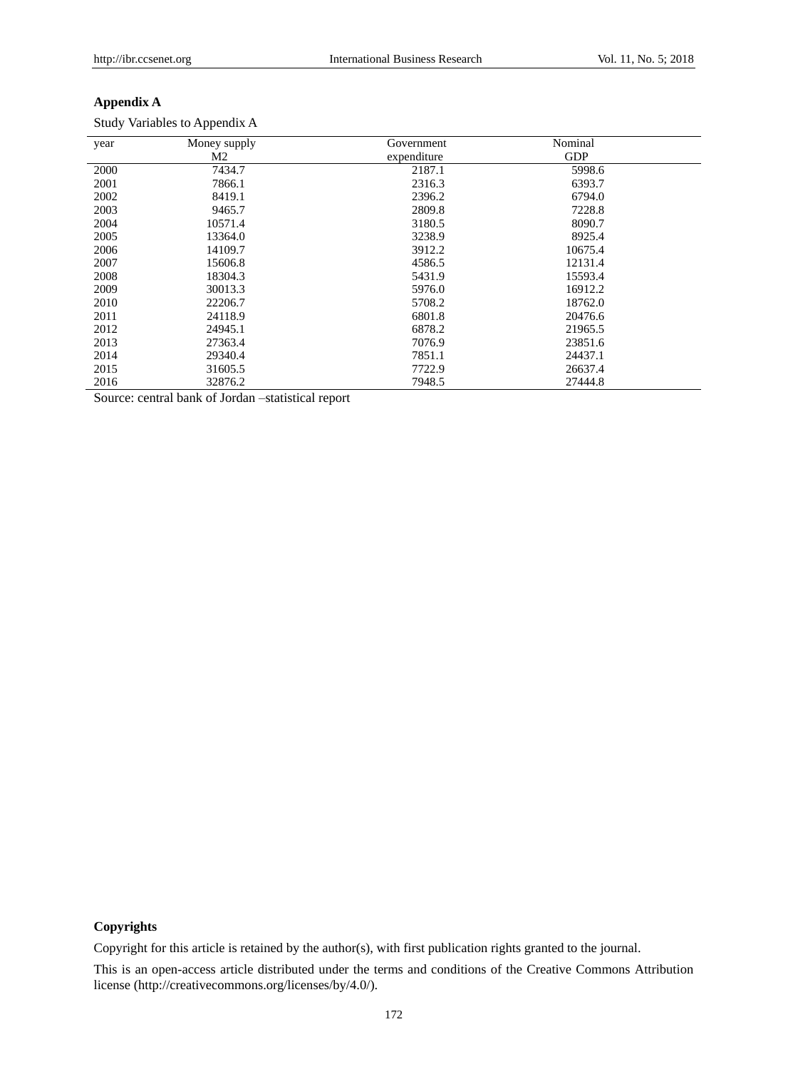## Appendix A

Study Variables to Appendix A

| year | Money supply M2 | Government expenditure | Nominal GDP |
|---|---|---|---|
| 2000 | 7434.7 | 2187.1 | 5998.6 |
| 2001 | 7866.1 | 2316.3 | 6393.7 |
| 2002 | 8419.1 | 2396.2 | 6794.0 |
| 2003 | 9465.7 | 2809.8 | 7228.8 |
| 2004 | 10571.4 | 3180.5 | 8090.7 |
| 2005 | 13364.0 | 3238.9 | 8925.4 |
| 2006 | 14109.7 | 3912.2 | 10675.4 |
| 2007 | 15606.8 | 4586.5 | 12131.4 |
| 2008 | 18304.3 | 5431.9 | 15593.4 |
| 2009 | 30013.3 | 5976.0 | 16912.2 |
| 2010 | 22206.7 | 5708.2 | 18762.0 |
| 2011 | 24118.9 | 6801.8 | 20476.6 |
| 2012 | 24945.1 | 6878.2 | 21965.5 |
| 2013 | 27363.4 | 7076.9 | 23851.6 |
| 2014 | 29340.4 | 7851.1 | 24437.1 |
| 2015 | 31605.5 | 7722.9 | 26637.4 |
| 2016 | 32876.2 | 7948.5 | 27444.8 |

Source: central bank of Jordan –statistical report

## Copyrights

Copyright for this article is retained by the author(s), with first publication rights granted to the journal.

This is an open-access article distributed under the terms and conditions of the Creative Commons Attribution license (http://creativecommons.org/licenses/by/4.0/).